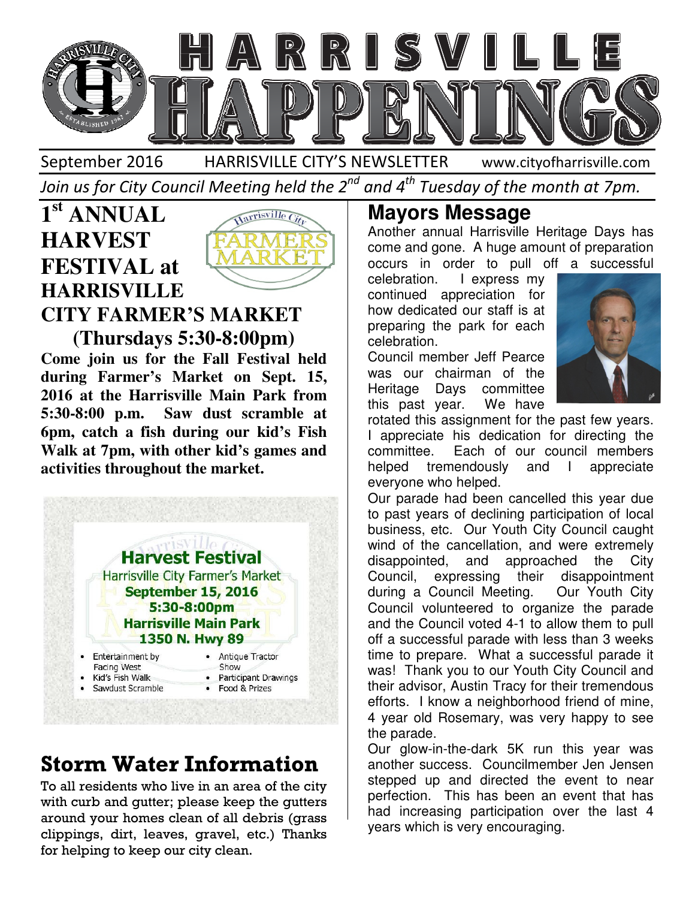# HARRISVILLE HAPPENINGS

September 2016 HARRISVILLE CITY'S NEWSLETTER www.cityofharrisville.com

*Join us for City Council Meeting held the 2nd and 4th Tuesday of the month at 7pm.*

## 1st ANNUAL HARVEST FESTIVAL at HARRISVILLE CITY FARMER'S MARKET (Thursdays 5:30-8:00pm)

**Come join us for the Fall Festival held during Farmer's Market on Sept. 15, 2016 at the Harrisville Main Park from 5:30-8:00 p.m. Saw dust scramble at 6pm, catch a fish during our kid's Fish Walk at 7pm, with other kid's games and activities throughout the market.**

**Harvest Festival**
Harrisville City Farmer's Market
**September 15, 2016**
**5:30-8:00pm**
**Harrisville Main Park**
**1350 N. Hwy 89**

- Entertainment by Facing West
- Kid's Fish Walk
- Sawdust Scramble
- Antique Tractor Show
- Participant Drawings
- Food & Prizes

## Storm Water Information

To all residents who live in an area of the city with curb and gutter; please keep the gutters around your homes clean of all debris (grass clippings, dirt, leaves, gravel, etc.) Thanks for helping to keep our city clean.

## Mayors Message

Another annual Harrisville Heritage Days has come and gone. A huge amount of preparation occurs in order to pull off a successful celebration. I express my continued appreciation for how dedicated our staff is at preparing the park for each celebration.

Council member Jeff Pearce was our chairman of the Heritage Days committee this past year. We have rotated this assignment for the past few years. I appreciate his dedication for directing the committee. Each of our council members helped tremendously and I appreciate everyone who helped.

Our parade had been cancelled this year due to past years of declining participation of local business, etc. Our Youth City Council caught wind of the cancellation, and were extremely disappointed, and approached the City Council, expressing their disappointment during a Council Meeting. Our Youth City Council volunteered to organize the parade and the Council voted 4-1 to allow them to pull off a successful parade with less than 3 weeks time to prepare. What a successful parade it was! Thank you to our Youth City Council and their advisor, Austin Tracy for their tremendous efforts. I know a neighborhood friend of mine, 4 year old Rosemary, was very happy to see the parade.

Our glow-in-the-dark 5K run this year was another success. Councilmember Jen Jensen stepped up and directed the event to near perfection. This has been an event that has had increasing participation over the last 4 years which is very encouraging.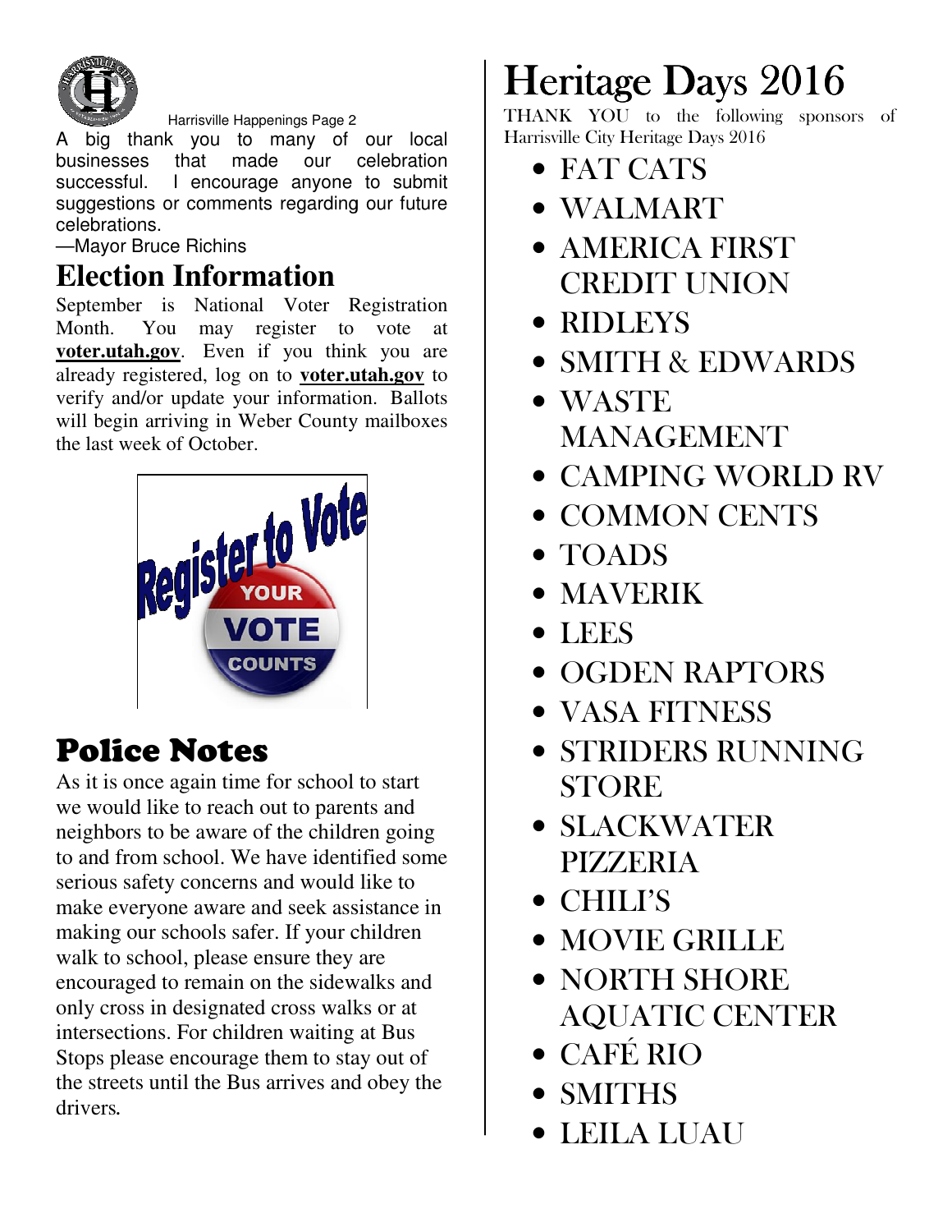A big thank you to many of our local businesses that made our celebration successful. I encourage anyone to submit suggestions or comments regarding our future celebrations.

—Mayor Bruce Richins

## Election Information

September is National Voter Registration Month. You may register to vote at **voter.utah.gov**. Even if you think you are already registered, log on to **voter.utah.gov** to verify and/or update your information. Ballots will begin arriving in Weber County mailboxes the last week of October.

## Police Notes

As it is once again time for school to start we would like to reach out to parents and neighbors to be aware of the children going to and from school. We have identified some serious safety concerns and would like to make everyone aware and seek assistance in making our schools safer. If your children walk to school, please ensure they are encouraged to remain on the sidewalks and only cross in designated cross walks or at intersections. For children waiting at Bus Stops please encourage them to stay out of the streets until the Bus arrives and obey the drivers.

# Heritage Days 2016

THANK YOU to the following sponsors of Harrisville City Heritage Days 2016

- FAT CATS
- WALMART
- AMERICA FIRST CREDIT UNION
- RIDLEYS
- SMITH & EDWARDS
- WASTE MANAGEMENT
- CAMPING WORLD RV
- COMMON CENTS
- TOADS
- MAVERIK
- LEES
- OGDEN RAPTORS
- VASA FITNESS
- STRIDERS RUNNING STORE
- SLACKWATER PIZZERIA
- CHILI'S
- MOVIE GRILLE
- NORTH SHORE AQUATIC CENTER
- CAFÉ RIO
- SMITHS
- LEILA LUAU